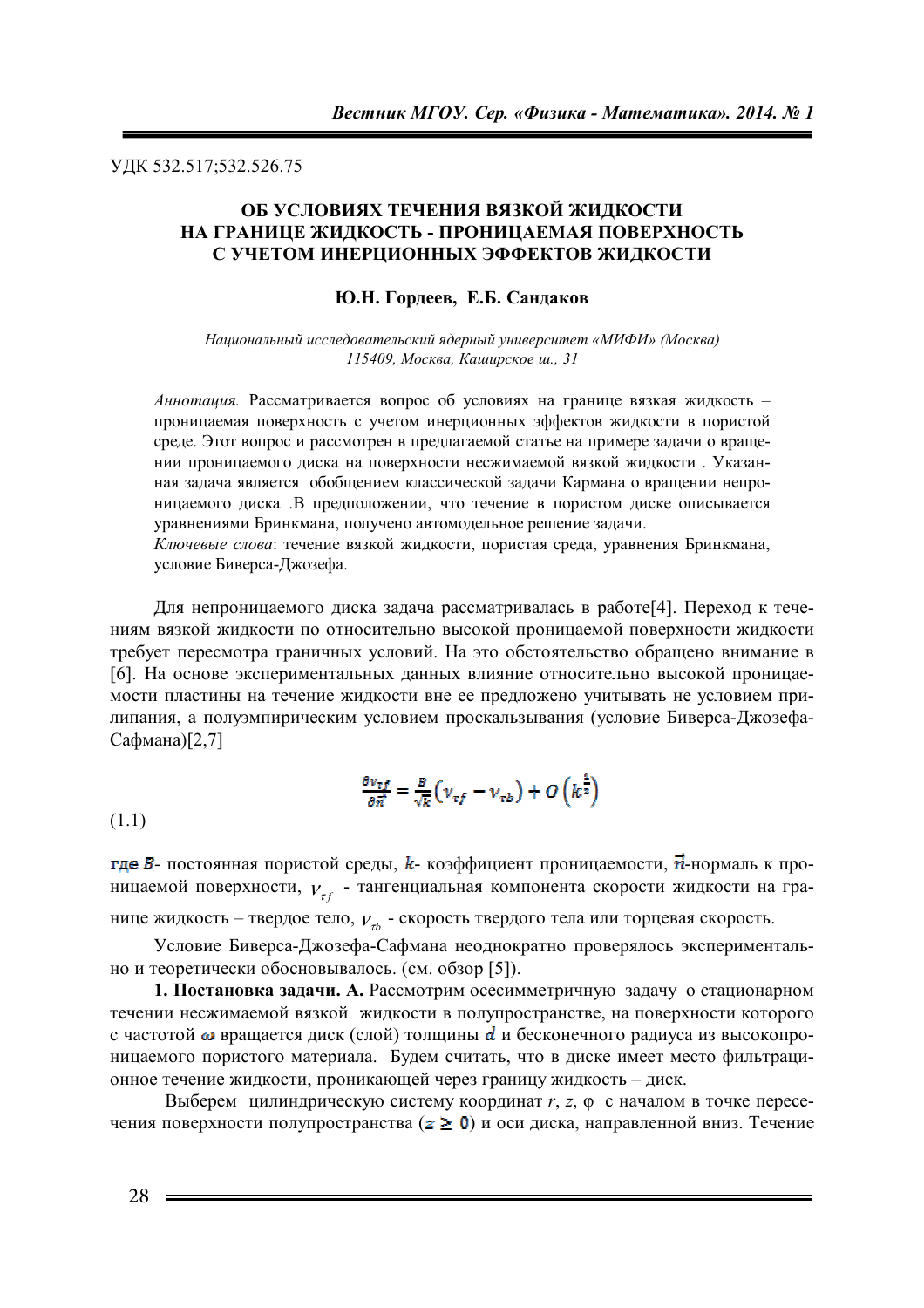УДК 532.517;532.526.75

# ОБ УСЛОВИЯХ ТЕЧЕНИЯ ВЯЗКОЙ ЖИДКОСТИ НА ГРАНИЦЕ ЖИДКОСТЬ - ПРОНИЦАЕМАЯ ПОВЕРХНОСТЬ С УЧЕТОМ ИНЕРЦИОННЫХ ЭФФЕКТОВ ЖИДКОСТИ

**Ю.Н. Гордеев, Е.Б. Сандаков**

*Национальный исследовательский ядерный университет «МИФИ» (Москва)*
*115409, Москва, Каширское ш., 31*

*Аннотация.* Рассматривается вопрос об условиях на границе вязкая жидкость – проницаемая поверхность с учетом инерционных эффектов жидкости в пористой среде. Этот вопрос и рассмотрен в предлагаемой статье на примере задачи о вращении проницаемого диска на поверхности несжимаемой вязкой жидкости . Указанная задача является обобщением классической задачи Кармана о вращении непроницаемого диска .В предположении, что течение в пористом диске описывается уравнениями Бринкмана, получено автомодельное решение задачи.

*Ключевые слова*: течение вязкой жидкости, пористая среда, уравнения Бринкмана, условие Биверса-Джозефа.

Для непроницаемого диска задача рассматривалась в работе[4]. Переход к течениям вязкой жидкости по относительно высокой проницаемой поверхности жидкости требует пересмотра граничных условий. На это обстоятельство обращено внимание в [6]. На основе экспериментальных данных влияние относительно высокой проницаемости пластины на течение жидкости вне ее предложено учитывать не условием прилипания, а полуэмпирическим условием проскальзывания (условие Биверса-Джозефа-Сафмана)[2,7]

$$\frac{\partial v_{\tau f}}{\partial \vec{n}} = \frac{B}{\sqrt{k}}\left(v_{\tau f} - v_{\tau b}\right) + O\left(k^{\frac{1}{2}}\right) \tag{1.1}$$

где $B$- постоянная пористой среды, $k$- коэффициент проницаемости, $\vec{n}$-нормаль к проницаемой поверхности, $v_{\tau f}$ - тангенциальная компонента скорости жидкости на границе жидкость – твердое тело, $v_{\tau b}$ - скорость твердого тела или торцевая скорость.

Условие Биверса-Джозефа-Сафмана неоднократно проверялось экспериментально и теоретически обосновывалось. (см. обзор [5]).

**1. Постановка задачи. А.** Рассмотрим осесимметричную задачу о стационарном течении несжимаемой вязкой жидкости в полупространстве, на поверхности которого с частотой $\omega$ вращается диск (слой) толщины $d$ и бесконечного радиуса из высокопроницаемого пористого материала. Будем считать, что в диске имеет место фильтрационное течение жидкости, проникающей через границу жидкость – диск.

Выберем цилиндрическую систему координат $r$, $z$, $\varphi$ с началом в точке пересечения поверхности полупространства ($z \geq 0$) и оси диска, направленной вниз. Течение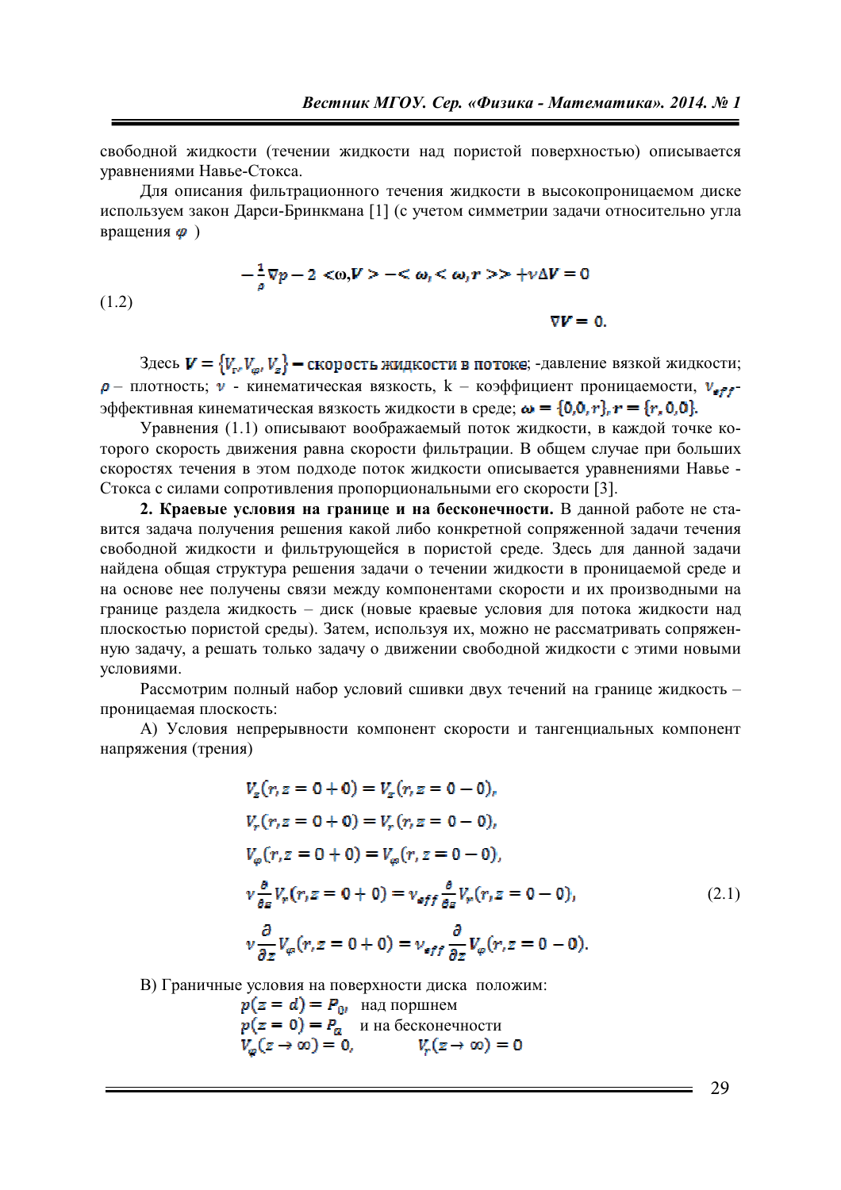свободной жидкости (течении жидкости над пористой поверхностью) описывается уравнениями Навье-Стокса.

Для описания фильтрационного течения жидкости в высокопроницаемом диске используем закон Дарси-Бринкмана [1] (с учетом симметрии задачи относительно угла вращения $\varphi$ )

$$-\frac{1}{\rho}\nabla p - 2 <\omega, V> - <\omega, <\omega, r>> + \nu\Delta V = 0$$

(1.2)

$$\nabla V = 0.$$

Здесь $V = \{V_r, V_\varphi, V_z\}$ – скорость жидкости в потоке; -давление вязкой жидкости; $\rho$ – плотность; $\nu$ - кинематическая вязкость, k – коэффициент проницаемости, $\nu_{eff}$- эффективная кинематическая вязкость жидкости в среде; $\omega = \{0, 0, r\}, r = \{r, 0, 0\}$.

Уравнения (1.1) описывают воображаемый поток жидкости, в каждой точке которого скорость движения равна скорости фильтрации. В общем случае при больших скоростях течения в этом подходе поток жидкости описывается уравнениями Навье - Стокса с силами сопротивления пропорциональными его скорости [3].

**2. Краевые условия на границе и на бесконечности.** В данной работе не ставится задача получения решения какой либо конкретной сопряженной задачи течения свободной жидкости и фильтрующейся в пористой среде. Здесь для данной задачи найдена общая структура решения задачи о течении жидкости в проницаемой среде и на основе нее получены связи между компонентами скорости и их производными на границе раздела жидкость – диск (новые краевые условия для потока жидкости над плоскостью пористой среды). Затем, используя их, можно не рассматривать сопряженную задачу, а решать только задачу о движении свободной жидкости с этими новыми условиями.

Рассмотрим полный набор условий сшивки двух течений на границе жидкость – проницаемая плоскость:

А) Условия непрерывности компонент скорости и тангенциальных компонент напряжения (трения)

$$V_z(r, z = 0+0) = V_z(r, z = 0-0),$$
$$V_r(r, z = 0+0) = V_r(r, z = 0-0),$$
$$V_\varphi(r, z = 0+0) = V_\varphi(r, z = 0-0),$$
$$\nu\frac{\partial}{\partial z}V_r(r, z = 0+0) = \nu_{eff}\frac{\partial}{\partial z}V_r(r, z = 0-0), \tag{2.1}$$
$$\nu\frac{\partial}{\partial z}V_\varphi(r, z = 0+0) = \nu_{eff}\frac{\partial}{\partial z}V_\varphi(r, z = 0-0).$$

В) Граничные условия на поверхности диска положим:

$p(z = d) = P_0$, над поршнем

$p(z = 0) = P_a$ и на бесконечности

$V_\varphi(z \to \infty) = 0,\qquad V_r(z \to \infty) = 0$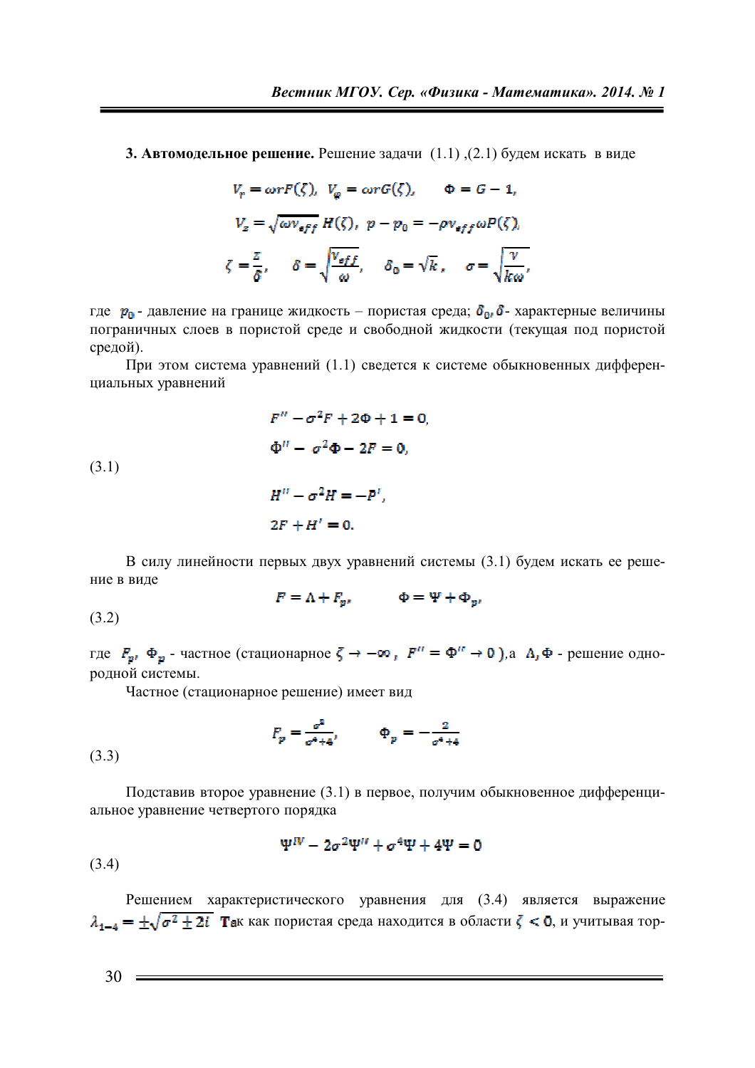**3. Автомодельное решение.** Решение задачи (1.1) ,(2.1) будем искать в виде

$$V_r = \omega r F(\zeta), \ \ V_\varphi = \omega r G(\zeta), \qquad \Phi = G - 1,$$

$$V_z = \sqrt{\omega \nu_{eff}}\, H(\zeta), \ \ p - p_0 = -\rho \nu_{eff} \omega P(\zeta),$$

$$\zeta = \frac{z}{\delta}, \qquad \delta = \sqrt{\frac{\nu_{eff}}{\omega}}, \qquad \delta_0 = \sqrt{k}, \qquad \sigma = \sqrt{\frac{\nu}{k\omega}},$$

где $p_0$ - давление на границе жидкость – пористая среда; $\delta_0, \delta$ - характерные величины пограничных слоев в пористой среде и свободной жидкости (текущая под пористой средой).

При этом система уравнений (1.1) сведется к системе обыкновенных дифференциальных уравнений

$$F'' - \sigma^2 F + 2\Phi + 1 = 0,$$

$$\Phi'' - \sigma^2 \Phi - 2F = 0,$$

(3.1)

$$H'' - \sigma^2 H = -P',$$

$$2F + H' = 0.$$

В силу линейности первых двух уравнений системы (3.1) будем искать ее решение в виде

$$F = \Lambda + F_p, \qquad \Phi = \Psi + \Phi_p,$$

(3.2)

где $F_p, \Phi_p$ - частное (стационарное $\zeta \to -\infty$, $F'' = \Phi'' \to 0$ ),а $\Lambda, \Phi$ - решение однородной системы.

Частное (стационарное решение) имеет вид

$$F_p = \frac{\sigma^2}{\sigma^4 + 4}, \qquad \Phi_p = -\frac{2}{\sigma^4 + 4}$$

(3.3)

Подставив второе уравнение (3.1) в первое, получим обыкновенное дифференциальное уравнение четвертого порядка

$$\Psi^{IV} - 2\sigma^2 \Psi'' + \sigma^4 \Psi + 4\Psi = 0$$

(3.4)

Решением характеристического уравнения для (3.4) является выражение $\lambda_{1-4} = \pm\sqrt{\sigma^2 \pm 2i}$ Так как пористая среда находится в области $\zeta < 0$, и учитывая тор-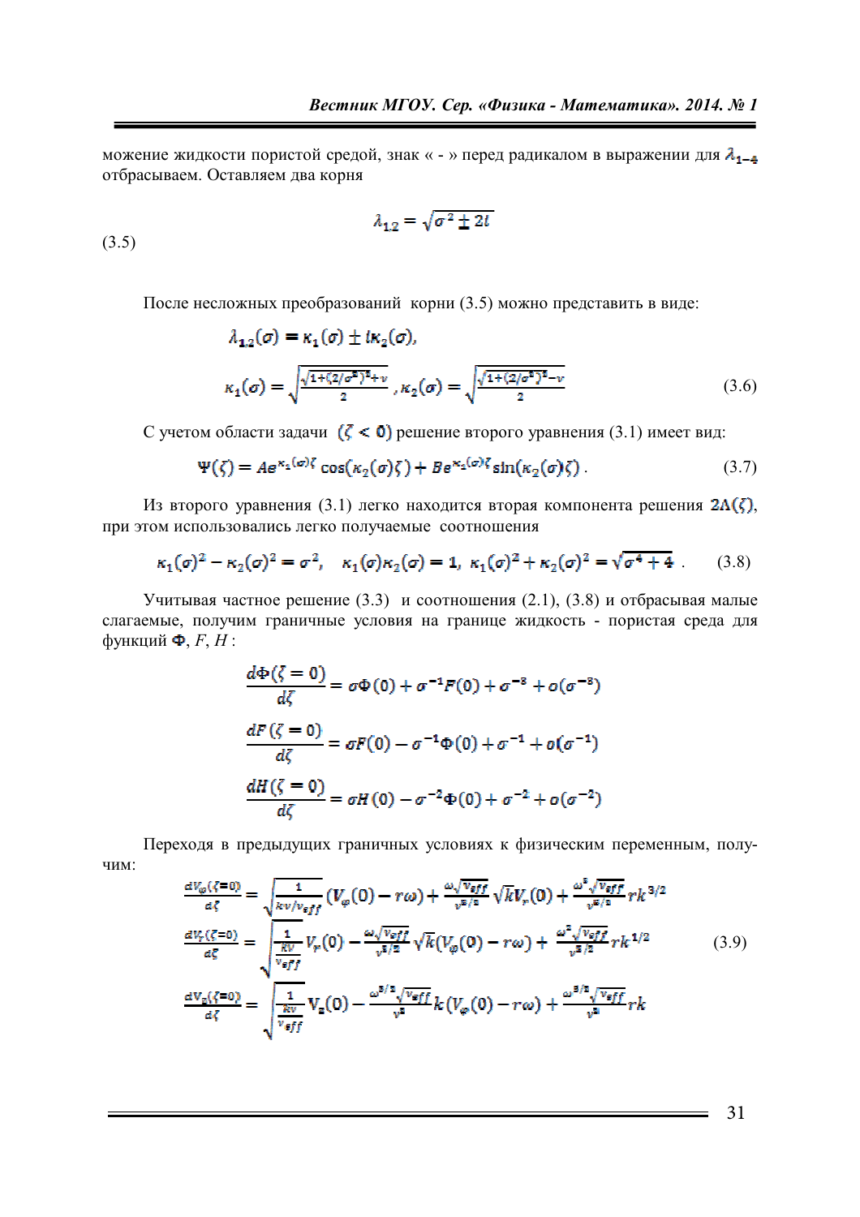можение жидкости пористой средой, знак « - » перед радикалом в выражении для $\lambda_{1-4}$ отбрасываем. Оставляем два корня

$$\lambda_{1,2} = \sqrt{\sigma^2 \pm 2i} \tag{3.5}$$

После несложных преобразований корни (3.5) можно представить в виде:

$$\lambda_{1,2}(\sigma) = \kappa_1(\sigma) \pm i\kappa_2(\sigma),$$

$$\kappa_1(\sigma) = \sqrt{\frac{\sqrt{1+(2/\sigma^2)^2}+\nu}{2}}\,,\ \kappa_2(\sigma) = \sqrt{\frac{\sqrt{1+(2/\sigma^2)^2}-\nu}{2}} \tag{3.6}$$

С учетом области задачи $(\zeta < 0)$ решение второго уравнения (3.1) имеет вид:

$$\Psi(\zeta) = Ae^{\kappa_1(\sigma)\zeta}\cos(\kappa_2(\sigma)\zeta) + Be^{\kappa_1(\sigma)\zeta}\sin(\kappa_2(\sigma)\zeta)\,. \tag{3.7}$$

Из второго уравнения (3.1) легко находится вторая компонента решения $2\Lambda(\zeta)$, при этом использовались легко получаемые соотношения

$$\kappa_1(\sigma)^2 - \kappa_2(\sigma)^2 = \sigma^2,\quad \kappa_1(\sigma)\kappa_2(\sigma) = 1,\ \kappa_1(\sigma)^2 + \kappa_2(\sigma)^2 = \sqrt{\sigma^4+4}\,. \tag{3.8}$$

Учитывая частное решение (3.3) и соотношения (2.1), (3.8) и отбрасывая малые слагаемые, получим граничные условия на границе жидкость - пористая среда для функций $\Phi$, $F$, $H$:

$$\frac{d\Phi(\zeta=0)}{d\zeta} = \sigma\Phi(0) + \sigma^{-1}F(0) + \sigma^{-3} + o(\sigma^{-3})$$

$$\frac{dF(\zeta=0)}{d\zeta} = \sigma F(0) - \sigma^{-1}\Phi(0) + \sigma^{-1} + o(\sigma^{-1})$$

$$\frac{dH(\zeta=0)}{d\zeta} = \sigma H(0) - \sigma^{-2}\Phi(0) + \sigma^{-2} + o(\sigma^{-2})$$

Переходя в предыдущих граничных условиях к физическим переменным, получим:

$$\frac{dV_\varphi(\zeta=0)}{d\zeta} = \sqrt{\frac{1}{k\nu/\nu_{eff}}}\left(V_\varphi(0) - r\omega\right) + \frac{\omega_1\sqrt{\nu_{eff}}}{\nu^{3/2}}\sqrt{k}V_r(0) + \frac{\omega^3\sqrt{\nu_{eff}}}{\nu^{3/2}}rk^{3/2}$$

$$\frac{dV_r(\zeta=0)}{d\zeta} = \sqrt{\frac{1}{\frac{k\nu}{\nu_{eff}}}}V_r(0) - \frac{\omega_1\sqrt{\nu_{eff}}}{\nu^{1/2}}\sqrt{k}\left(V_\varphi(0) - r\omega\right) + \frac{\omega^2\sqrt{\nu_{eff}}}{\nu^{3/2}}rk^{1/2} \tag{3.9}$$

$$\frac{dV_z(\zeta=0)}{d\zeta} = \sqrt{\frac{1}{\frac{k\nu}{\nu_{eff}}}}V_z(0) - \frac{\omega^{3/2}\sqrt{\nu_{eff}}}{\nu^2}k\left(V_\varphi(0) - r\omega\right) + \frac{\omega^{3/2}\sqrt{\nu_{eff}}}{\nu^2}rk$$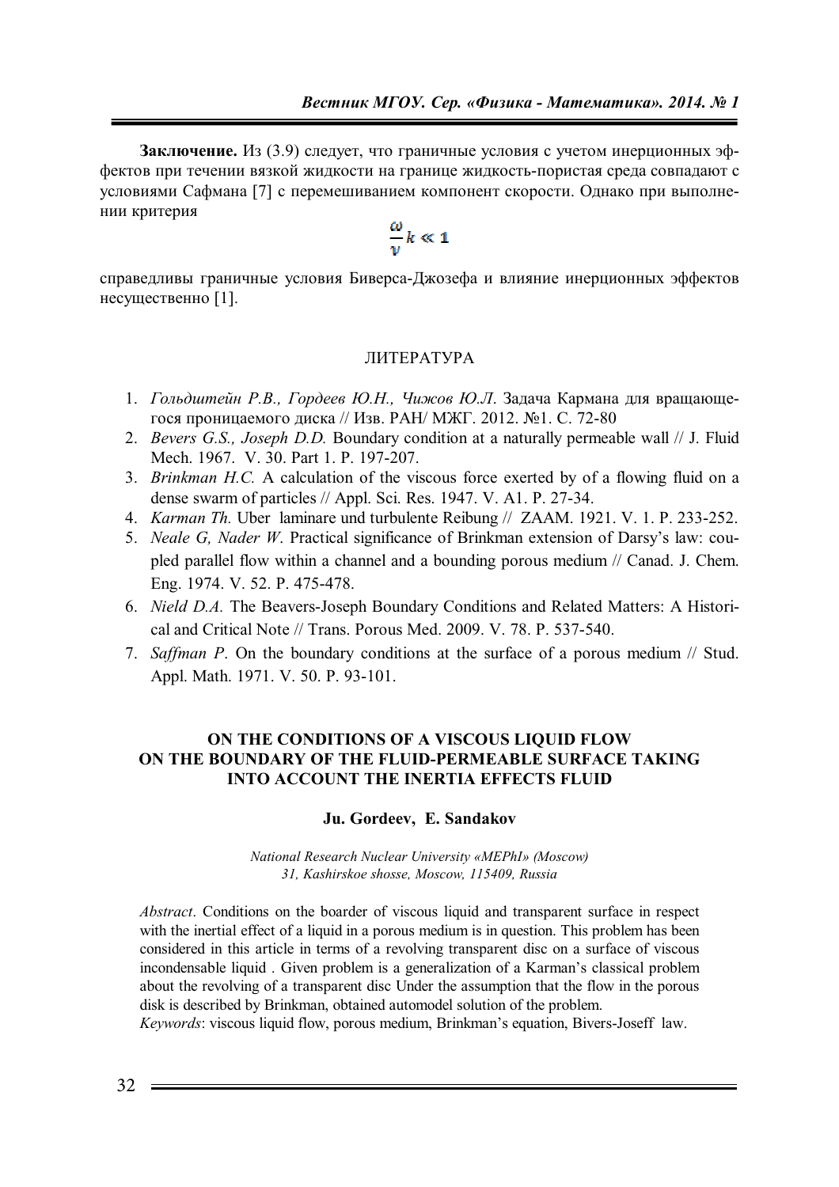**Заключение.** Из (3.9) следует, что граничные условия с учетом инерционных эффектов при течении вязкой жидкости на границе жидкость-пористая среда совпадают с условиями Сафмана [7] с перемешиванием компонент скорости. Однако при выполнении критерия

$$\frac{\omega}{\nu} k \ll 1$$

справедливы граничные условия Биверса-Джозефа и влияние инерционных эффектов несущественно [1].

## ЛИТЕРАТУРА

1. *Гольдштейн Р.В., Гордеев Ю.Н., Чижов Ю.Л.* Задача Кармана для вращающегося проницаемого диска // Изв. РАН/ МЖГ. 2012. №1. С. 72-80
2. *Bevers G.S., Joseph D.D.* Boundary condition at a naturally permeable wall // J. Fluid Mech. 1967. V. 30. Part 1. P. 197-207.
3. *Brinkman H.C.* A calculation of the viscous force exerted by of a flowing fluid on a dense swarm of particles // Appl. Sci. Res. 1947. V. A1. P. 27-34.
4. *Karman Th.* Uber laminare und turbulente Reibung // ZAAM. 1921. V. 1. P. 233-252.
5. *Neale G, Nader W.* Practical significance of Brinkman extension of Darsy's law: coupled parallel flow within a channel and a bounding porous medium // Canad. J. Chem. Eng. 1974. V. 52. P. 475-478.
6. *Nield D.A.* The Beavers-Joseph Boundary Conditions and Related Matters: A Historical and Critical Note // Trans. Porous Med. 2009. V. 78. P. 537-540.
7. *Saffman P.* On the boundary conditions at the surface of a porous medium // Stud. Appl. Math. 1971. V. 50. P. 93-101.

## ON THE CONDITIONS OF A VISCOUS LIQUID FLOW ON THE BOUNDARY OF THE FLUID-PERMEABLE SURFACE TAKING INTO ACCOUNT THE INERTIA EFFECTS FLUID

**Ju. Gordeev, E. Sandakov**

*National Research Nuclear University «MEPhI» (Moscow)*
*31, Kashirskoe shosse, Moscow, 115409, Russia*

*Abstract*. Conditions on the boarder of viscous liquid and transparent surface in respect with the inertial effect of a liquid in a porous medium is in question. This problem has been considered in this article in terms of a revolving transparent disc on a surface of viscous incondensable liquid . Given problem is a generalization of a Karman's classical problem about the revolving of a transparent disc Under the assumption that the flow in the porous disk is described by Brinkman, obtained automodel solution of the problem.

*Keywords*: viscous liquid flow, porous medium, Brinkman's equation, Bivers-Joseff law.